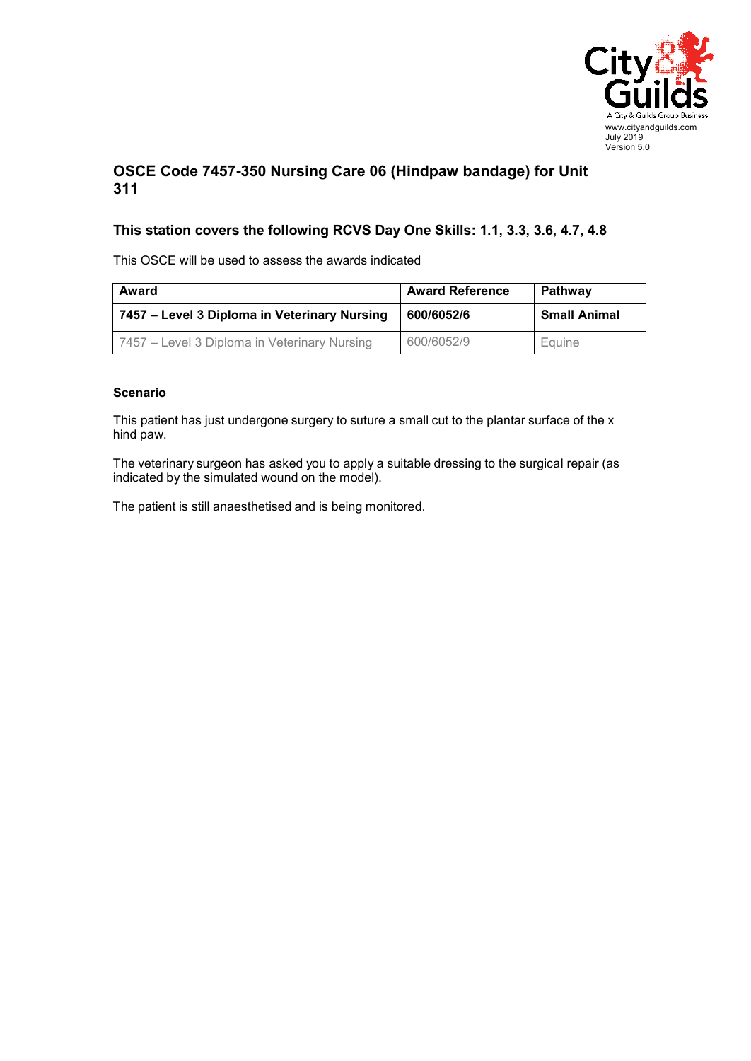www.cityandguilds.com
July 2019
Version 5.0

## OSCE Code 7457-350 Nursing Care 06 (Hindpaw bandage) for Unit 311

### This station covers the following RCVS Day One Skills: 1.1, 3.3, 3.6, 4.7, 4.8

This OSCE will be used to assess the awards indicated

| Award | Award Reference | Pathway |
|---|---|---|
| **7457 – Level 3 Diploma in Veterinary Nursing** | **600/6052/6** | **Small Animal** |
| 7457 – Level 3 Diploma in Veterinary Nursing | 600/6052/9 | Equine |

**Scenario**

This patient has just undergone surgery to suture a small cut to the plantar surface of the x hind paw.

The veterinary surgeon has asked you to apply a suitable dressing to the surgical repair (as indicated by the simulated wound on the model).

The patient is still anaesthetised and is being monitored.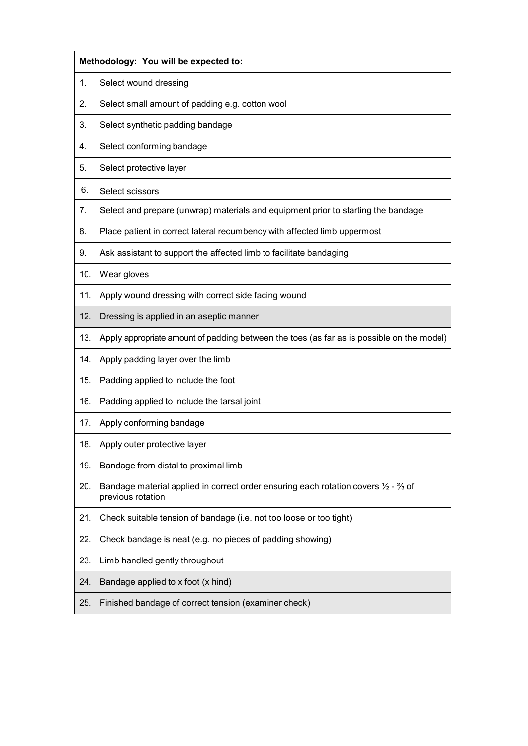| Methodology: You will be expected to: | |
|---|---|
| 1. | Select wound dressing |
| 2. | Select small amount of padding e.g. cotton wool |
| 3. | Select synthetic padding bandage |
| 4. | Select conforming bandage |
| 5. | Select protective layer |
| 6. | Select scissors |
| 7. | Select and prepare (unwrap) materials and equipment prior to starting the bandage |
| 8. | Place patient in correct lateral recumbency with affected limb uppermost |
| 9. | Ask assistant to support the affected limb to facilitate bandaging |
| 10. | Wear gloves |
| 11. | Apply wound dressing with correct side facing wound |
| 12. | Dressing is applied in an aseptic manner |
| 13. | Apply appropriate amount of padding between the toes (as far as is possible on the model) |
| 14. | Apply padding layer over the limb |
| 15. | Padding applied to include the foot |
| 16. | Padding applied to include the tarsal joint |
| 17. | Apply conforming bandage |
| 18. | Apply outer protective layer |
| 19. | Bandage from distal to proximal limb |
| 20. | Bandage material applied in correct order ensuring each rotation covers ½ - ⅔ of previous rotation |
| 21. | Check suitable tension of bandage (i.e. not too loose or too tight) |
| 22. | Check bandage is neat (e.g. no pieces of padding showing) |
| 23. | Limb handled gently throughout |
| 24. | Bandage applied to x foot (x hind) |
| 25. | Finished bandage of correct tension (examiner check) |